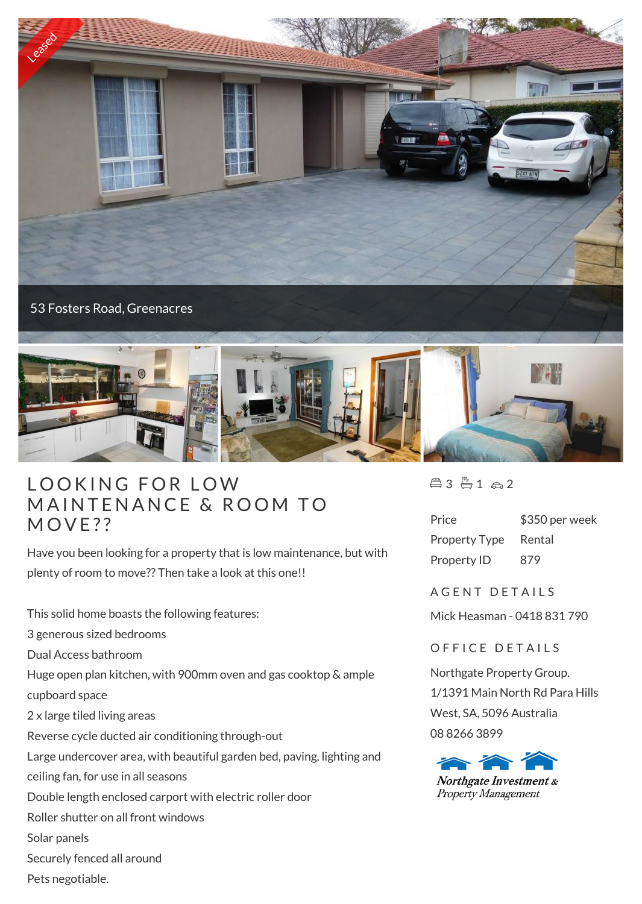Leased

53 Fosters Road, Greenacres

# LOOKING FOR LOW MAINTENANCE & ROOM TO MOVE??

Have you been looking for a property that is low maintenance, but with plenty of room to move?? Then take a look at this one!!

This solid home boasts the following features:

3 generous sized bedrooms

Dual Access bathroom

Huge open plan kitchen, with 900mm oven and gas cooktop & ample cupboard space

2 x large tiled living areas

Reverse cycle ducted air conditioning through-out

Large undercover area, with beautiful garden bed, paving, lighting and ceiling fan, for use in all seasons

Double length enclosed carport with electric roller door

Roller shutter on all front windows

Solar panels

Securely fenced all around

Pets negotiable.

3 1 2

| | |
|---|---|
| Price | $350 per week |
| Property Type | Rental |
| Property ID | 879 |

## AGENT DETAILS

Mick Heasman - 0418 831 790

## OFFICE DETAILS

Northgate Property Group.
1/1391 Main North Rd Para Hills West, SA, 5096 Australia
08 8266 3899

Northgate Investment & Property Management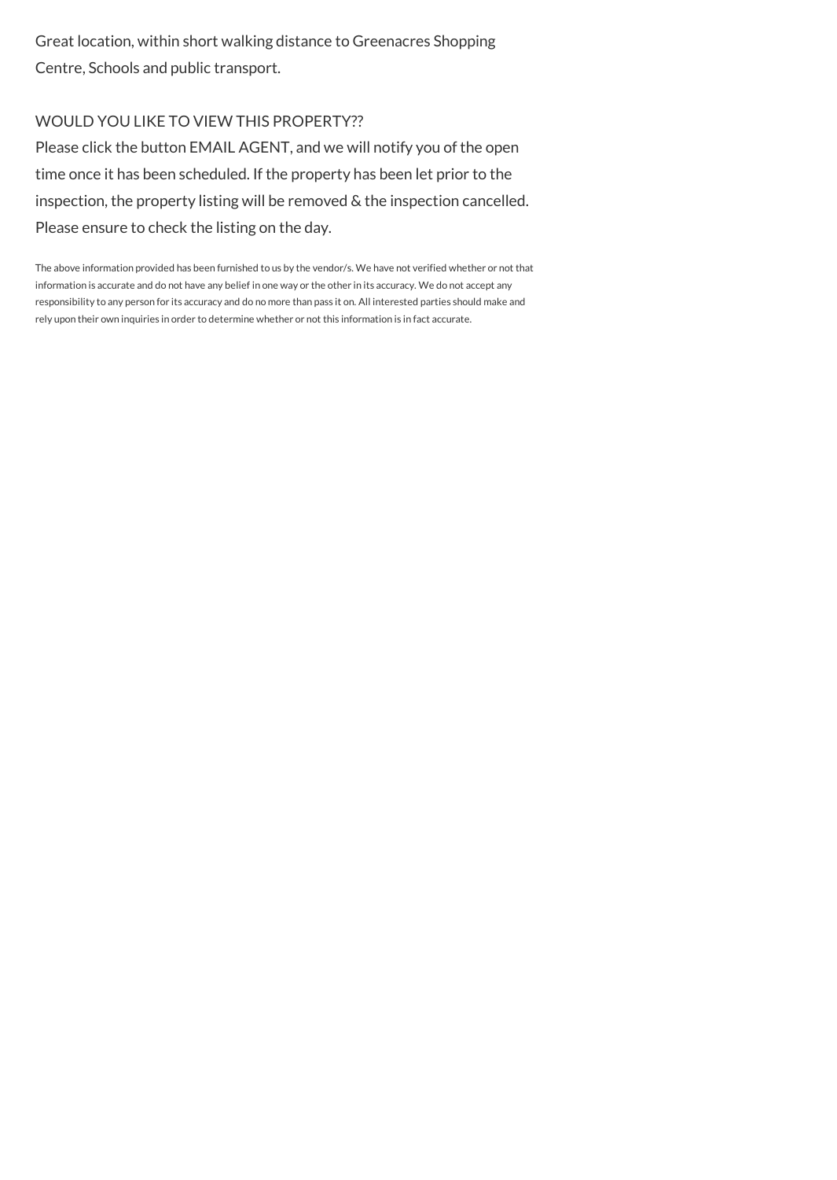Great location, within short walking distance to Greenacres Shopping Centre, Schools and public transport.

WOULD YOU LIKE TO VIEW THIS PROPERTY??
Please click the button EMAIL AGENT, and we will notify you of the open time once it has been scheduled. If the property has been let prior to the inspection, the property listing will be removed & the inspection cancelled. Please ensure to check the listing on the day.

The above information provided has been furnished to us by the vendor/s. We have not verified whether or not that information is accurate and do not have any belief in one way or the other in its accuracy. We do not accept any responsibility to any person for its accuracy and do no more than pass it on. All interested parties should make and rely upon their own inquiries in order to determine whether or not this information is in fact accurate.